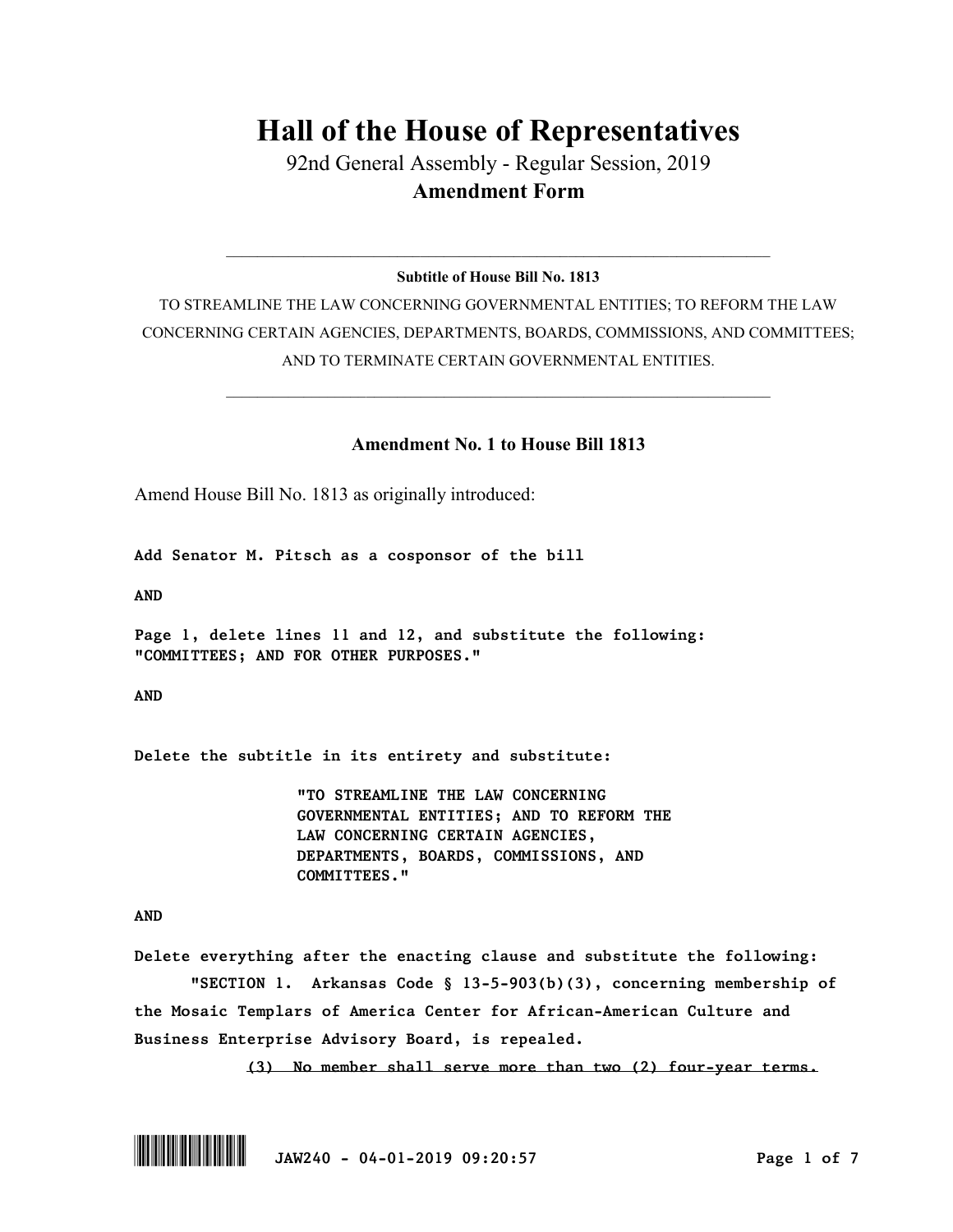# Hall of the House of Representatives

92nd General Assembly - Regular Session, 2019

**Amendment Form**

---

**Subtitle of House Bill No. 1813**

TO STREAMLINE THE LAW CONCERNING GOVERNMENTAL ENTITIES; TO REFORM THE LAW CONCERNING CERTAIN AGENCIES, DEPARTMENTS, BOARDS, COMMISSIONS, AND COMMITTEES; AND TO TERMINATE CERTAIN GOVERNMENTAL ENTITIES.

---

**Amendment No. 1 to House Bill 1813**

Amend House Bill No. 1813 as originally introduced:

Add Senator M. Pitsch as a cosponsor of the bill

AND

Page 1, delete lines 11 and 12, and substitute the following:
"COMMITTEES; AND FOR OTHER PURPOSES."

AND

Delete the subtitle in its entirety and substitute:

"TO STREAMLINE THE LAW CONCERNING GOVERNMENTAL ENTITIES; AND TO REFORM THE LAW CONCERNING CERTAIN AGENCIES, DEPARTMENTS, BOARDS, COMMISSIONS, AND COMMITTEES."

AND

Delete everything after the enacting clause and substitute the following:

"SECTION 1. Arkansas Code § 13-5-903(b)(3), concerning membership of the Mosaic Templars of America Center for African-American Culture and Business Enterprise Advisory Board, is repealed.

~~(3) No member shall serve more than two (2) four-year terms.~~

JAW240 - 04-01-2019 09:20:57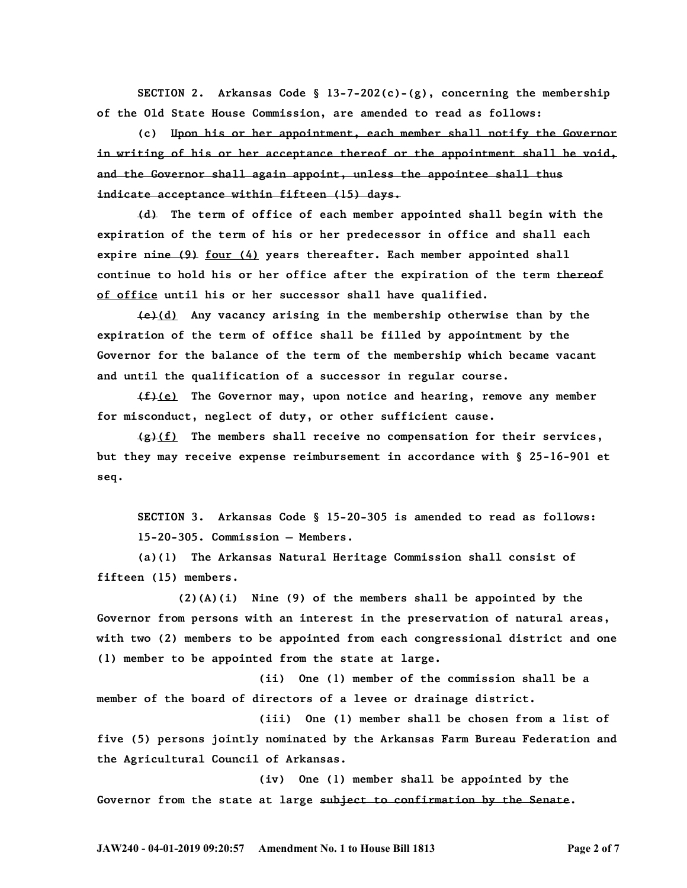SECTION 2. Arkansas Code § 13-7-202(c)-(g), concerning the membership of the Old State House Commission, are amended to read as follows:

(c) ~~Upon his or her appointment, each member shall notify the Governor in writing of his or her acceptance thereof or the appointment shall be void, and the Governor shall again appoint, unless the appointee shall thus indicate acceptance within fifteen (15) days.~~

~~(d)~~ The term of office of each member appointed shall begin with the expiration of the term of his or her predecessor in office and shall each expire ~~nine (9)~~ <u>four (4)</u> years thereafter. Each member appointed shall continue to hold his or her office after the expiration of the term ~~thereof~~ <u>of office</u> until his or her successor shall have qualified.

~~(e)~~<u>(d)</u> Any vacancy arising in the membership otherwise than by the expiration of the term of office shall be filled by appointment by the Governor for the balance of the term of the membership which became vacant and until the qualification of a successor in regular course.

~~(f)~~<u>(e)</u> The Governor may, upon notice and hearing, remove any member for misconduct, neglect of duty, or other sufficient cause.

~~(g)~~<u>(f)</u> The members shall receive no compensation for their services, but they may receive expense reimbursement in accordance with § 25-16-901 et seq.

SECTION 3. Arkansas Code § 15-20-305 is amended to read as follows:

15-20-305. Commission — Members.

(a)(1) The Arkansas Natural Heritage Commission shall consist of fifteen (15) members.

(2)(A)(i) Nine (9) of the members shall be appointed by the Governor from persons with an interest in the preservation of natural areas, with two (2) members to be appointed from each congressional district and one (1) member to be appointed from the state at large.

(ii) One (1) member of the commission shall be a member of the board of directors of a levee or drainage district.

(iii) One (1) member shall be chosen from a list of five (5) persons jointly nominated by the Arkansas Farm Bureau Federation and the Agricultural Council of Arkansas.

(iv) One (1) member shall be appointed by the Governor from the state at large ~~subject to confirmation by the Senate~~.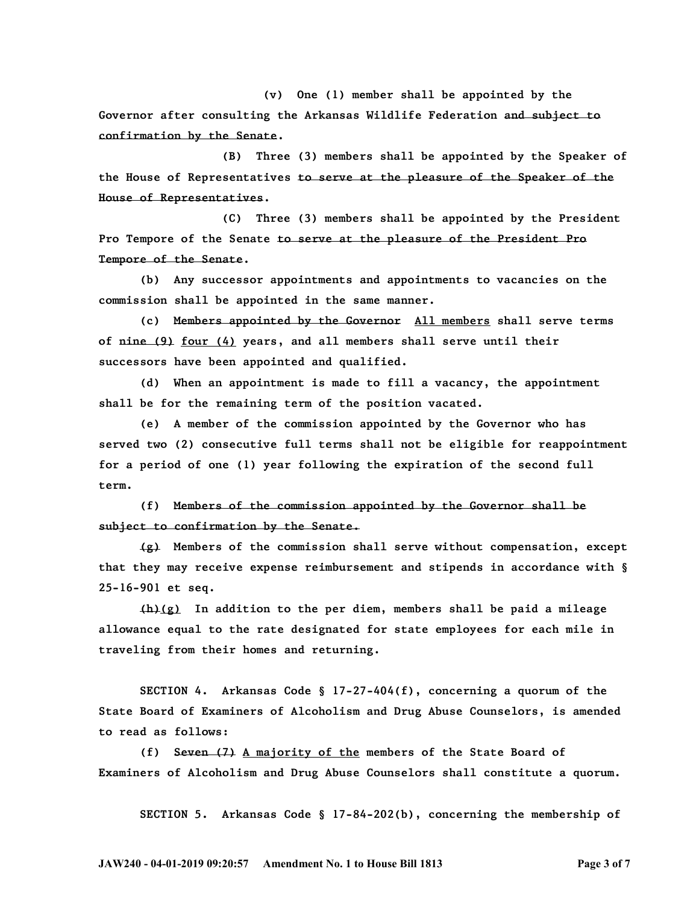(v) One (1) member shall be appointed by the Governor after consulting the Arkansas Wildlife Federation ~~and subject to confirmation by the Senate~~.

(B) Three (3) members shall be appointed by the Speaker of the House of Representatives ~~to serve at the pleasure of the Speaker of the House of Representatives~~.

(C) Three (3) members shall be appointed by the President Pro Tempore of the Senate ~~to serve at the pleasure of the President Pro Tempore of the Senate~~.

(b) Any successor appointments and appointments to vacancies on the commission shall be appointed in the same manner.

(c) ~~Members appointed by the Governor~~ <u>All members</u> shall serve terms of ~~nine (9)~~ <u>four (4)</u> years, and all members shall serve until their successors have been appointed and qualified.

(d) When an appointment is made to fill a vacancy, the appointment shall be for the remaining term of the position vacated.

(e) A member of the commission appointed by the Governor who has served two (2) consecutive full terms shall not be eligible for reappointment for a period of one (1) year following the expiration of the second full term.

(f) ~~Members of the commission appointed by the Governor shall be subject to confirmation by the Senate.~~

~~(g)~~ Members of the commission shall serve without compensation, except that they may receive expense reimbursement and stipends in accordance with § 25-16-901 et seq.

~~(h)~~<u>(g)</u> In addition to the per diem, members shall be paid a mileage allowance equal to the rate designated for state employees for each mile in traveling from their homes and returning.

SECTION 4. Arkansas Code § 17-27-404(f), concerning a quorum of the State Board of Examiners of Alcoholism and Drug Abuse Counselors, is amended to read as follows:

(f) ~~Seven (7)~~ <u>A majority of the</u> members of the State Board of Examiners of Alcoholism and Drug Abuse Counselors shall constitute a quorum.

SECTION 5. Arkansas Code § 17-84-202(b), concerning the membership of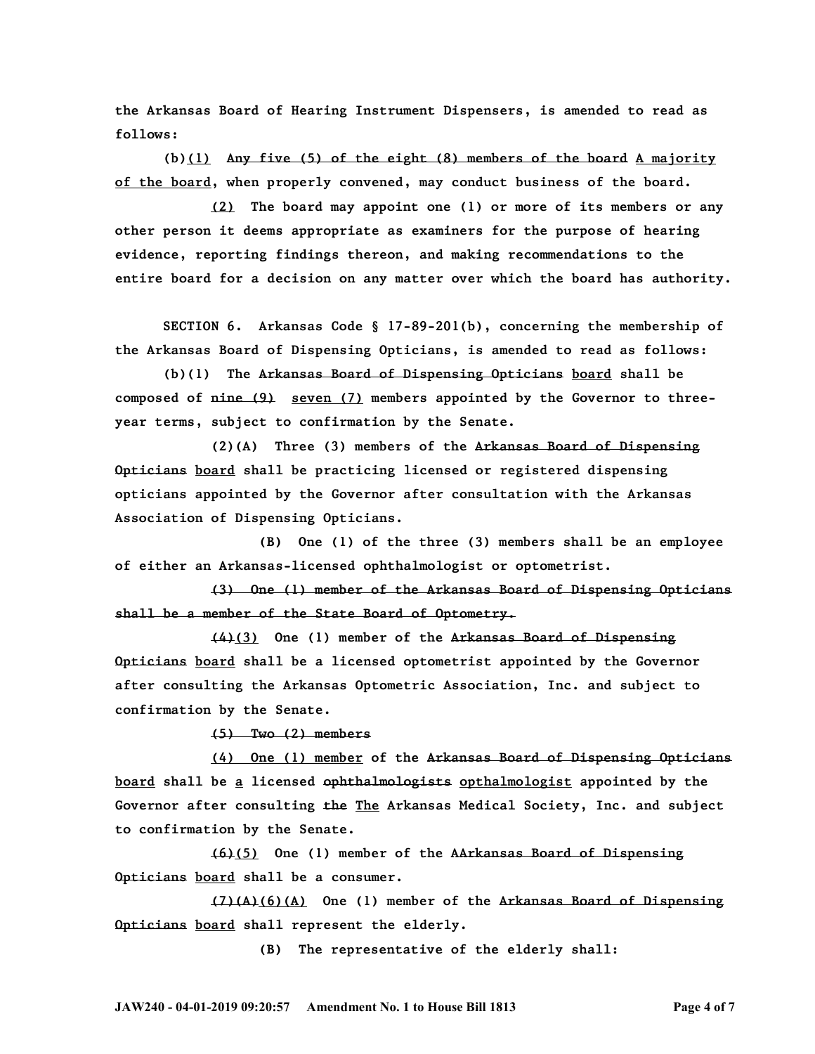the Arkansas Board of Hearing Instrument Dispensers, is amended to read as follows:

(b)<u>(1)</u> ~~Any five (5) of the eight (8) members of the board~~ <u>A majority of the board</u>, when properly convened, may conduct business of the board.

<u>(2)</u> The board may appoint one (1) or more of its members or any other person it deems appropriate as examiners for the purpose of hearing evidence, reporting findings thereon, and making recommendations to the entire board for a decision on any matter over which the board has authority.

SECTION 6. Arkansas Code § 17-89-201(b), concerning the membership of the Arkansas Board of Dispensing Opticians, is amended to read as follows:

(b)(1) The ~~Arkansas Board of Dispensing Opticians~~ <u>board</u> shall be composed of ~~nine (9)~~ <u>seven (7)</u> members appointed by the Governor to three-year terms, subject to confirmation by the Senate.

(2)(A) Three (3) members of the ~~Arkansas Board of Dispensing Opticians~~ <u>board</u> shall be practicing licensed or registered dispensing opticians appointed by the Governor after consultation with the Arkansas Association of Dispensing Opticians.

(B) One (1) of the three (3) members shall be an employee of either an Arkansas-licensed ophthalmologist or optometrist.

~~(3) One (1) member of the Arkansas Board of Dispensing Opticians shall be a member of the State Board of Optometry.~~

~~(4)~~<u>(3)</u> One (1) member of the ~~Arkansas Board of Dispensing Opticians~~ <u>board</u> shall be a licensed optometrist appointed by the Governor after consulting the Arkansas Optometric Association, Inc. and subject to confirmation by the Senate.

~~(5) Two (2) members~~

<u>(4) One (1) member</u> of the ~~Arkansas Board of Dispensing Opticians~~ <u>board</u> shall be <u>a</u> licensed ~~ophthalmologists~~ <u>opthalmologist</u> appointed by the Governor after consulting ~~the~~ <u>The</u> Arkansas Medical Society, Inc. and subject to confirmation by the Senate.

~~(6)~~<u>(5)</u> One (1) member of the A~~Arkansas Board of Dispensing Opticians~~ <u>board</u> shall be a consumer.

~~(7)(A)~~<u>(6)(A)</u> One (1) member of the ~~Arkansas Board of Dispensing Opticians~~ <u>board</u> shall represent the elderly.

(B) The representative of the elderly shall: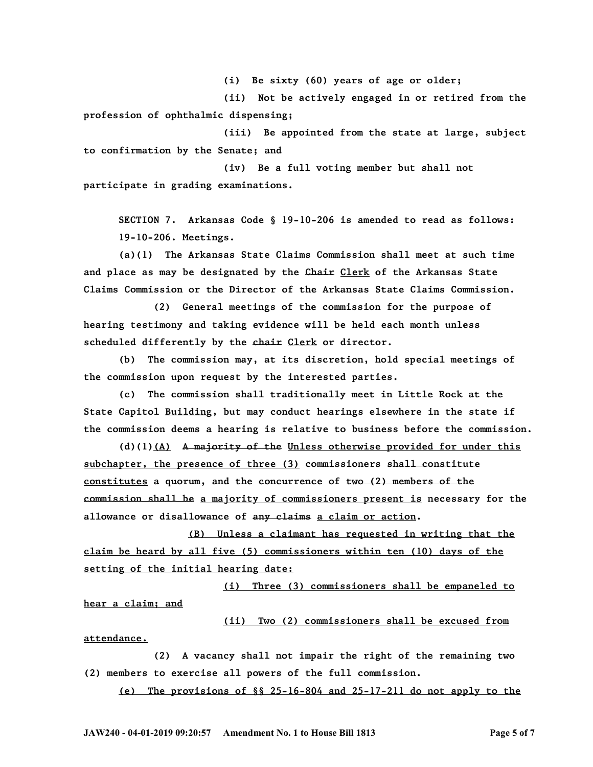(i) Be sixty (60) years of age or older;

(ii) Not be actively engaged in or retired from the profession of ophthalmic dispensing;

(iii) Be appointed from the state at large, subject to confirmation by the Senate; and

(iv) Be a full voting member but shall not participate in grading examinations.

SECTION 7. Arkansas Code § 19-10-206 is amended to read as follows:

19-10-206. Meetings.

(a)(1) The Arkansas State Claims Commission shall meet at such time and place as may be designated by the ~~Chair~~ <u>Clerk</u> of the Arkansas State Claims Commission or the Director of the Arkansas State Claims Commission.

(2) General meetings of the commission for the purpose of hearing testimony and taking evidence will be held each month unless scheduled differently by the ~~chair~~ <u>Clerk</u> or director.

(b) The commission may, at its discretion, hold special meetings of the commission upon request by the interested parties.

(c) The commission shall traditionally meet in Little Rock at the State Capitol <u>Building</u>, but may conduct hearings elsewhere in the state if the commission deems a hearing is relative to business before the commission.

(d)(1)<u>(A)</u> ~~A majority of the~~ <u>Unless otherwise provided for under this subchapter, the presence of three (3)</u> commissioners ~~shall constitute~~ <u>constitutes</u> a quorum, and the concurrence of ~~two (2) members of the commission shall be~~ <u>a majority of commissioners present is</u> necessary for the allowance or disallowance of ~~any claims~~ <u>a claim or action</u>.

<u>(B) Unless a claimant has requested in writing that the claim be heard by all five (5) commissioners within ten (10) days of the setting of the initial hearing date:</u>

<u>(i) Three (3) commissioners shall be empaneled to hear a claim; and</u>

<u>(ii) Two (2) commissioners shall be excused from attendance.</u>

(2) A vacancy shall not impair the right of the remaining two (2) members to exercise all powers of the full commission.

<u>(e) The provisions of §§ 25-16-804 and 25-17-211 do not apply to the</u>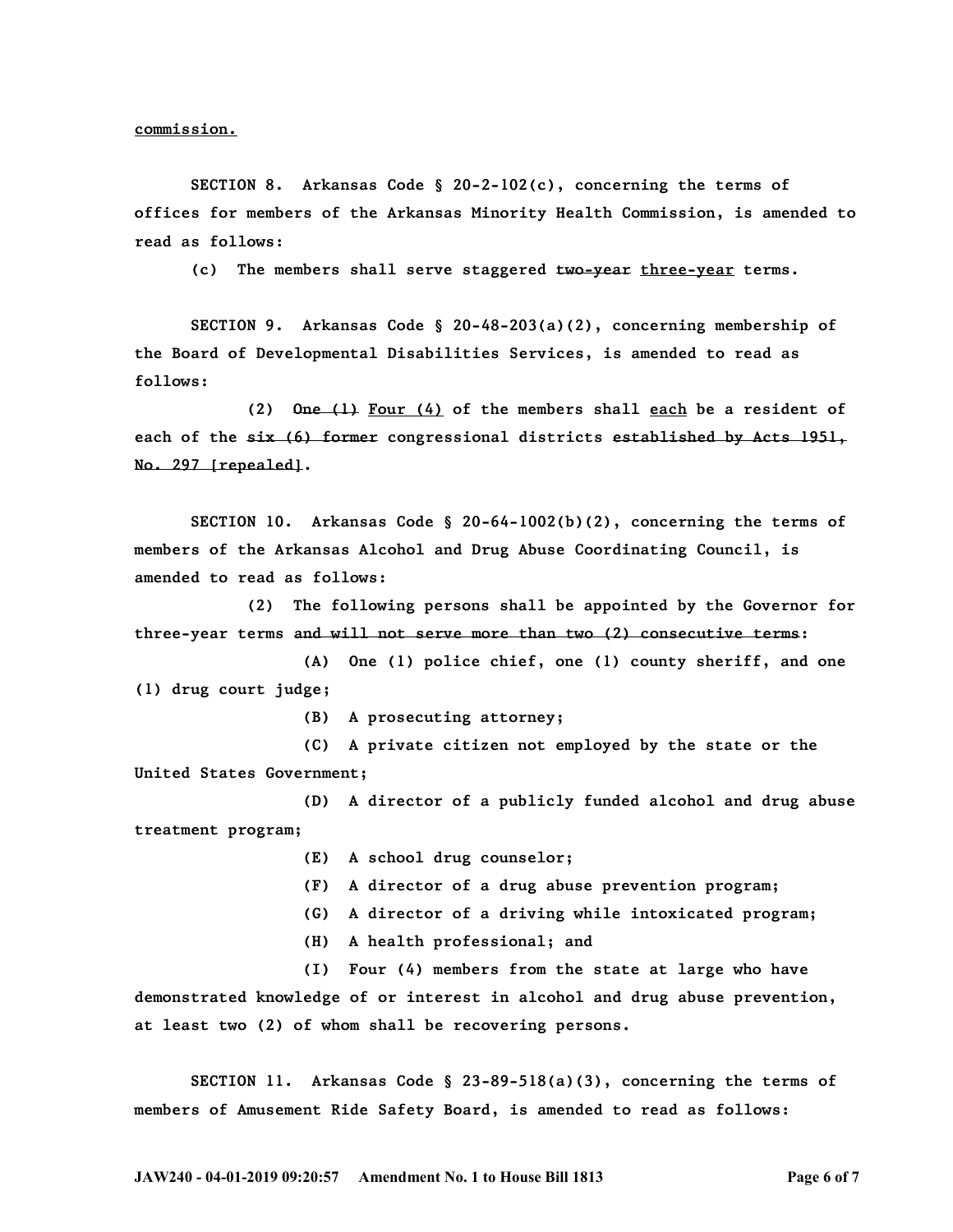<u>commission.</u>

SECTION 8. Arkansas Code § 20-2-102(c), concerning the terms of offices for members of the Arkansas Minority Health Commission, is amended to read as follows:

(c) The members shall serve staggered ~~two-year~~ <u>three-year</u> terms.

SECTION 9. Arkansas Code § 20-48-203(a)(2), concerning membership of the Board of Developmental Disabilities Services, is amended to read as follows:

(2) ~~One (1)~~ <u>Four (4)</u> of the members shall <u>each</u> be a resident of each of the ~~six (6) former~~ congressional districts ~~established by Acts 1951, No. 297 [repealed]~~.

SECTION 10. Arkansas Code § 20-64-1002(b)(2), concerning the terms of members of the Arkansas Alcohol and Drug Abuse Coordinating Council, is amended to read as follows:

(2) The following persons shall be appointed by the Governor for three-year terms ~~and will not serve more than two (2) consecutive terms~~:

(A) One (1) police chief, one (1) county sheriff, and one (1) drug court judge;

(B) A prosecuting attorney;

(C) A private citizen not employed by the state or the United States Government;

(D) A director of a publicly funded alcohol and drug abuse treatment program;

(E) A school drug counselor;

(F) A director of a drug abuse prevention program;

(G) A director of a driving while intoxicated program;

(H) A health professional; and

(I) Four (4) members from the state at large who have demonstrated knowledge of or interest in alcohol and drug abuse prevention, at least two (2) of whom shall be recovering persons.

SECTION 11. Arkansas Code § 23-89-518(a)(3), concerning the terms of members of Amusement Ride Safety Board, is amended to read as follows: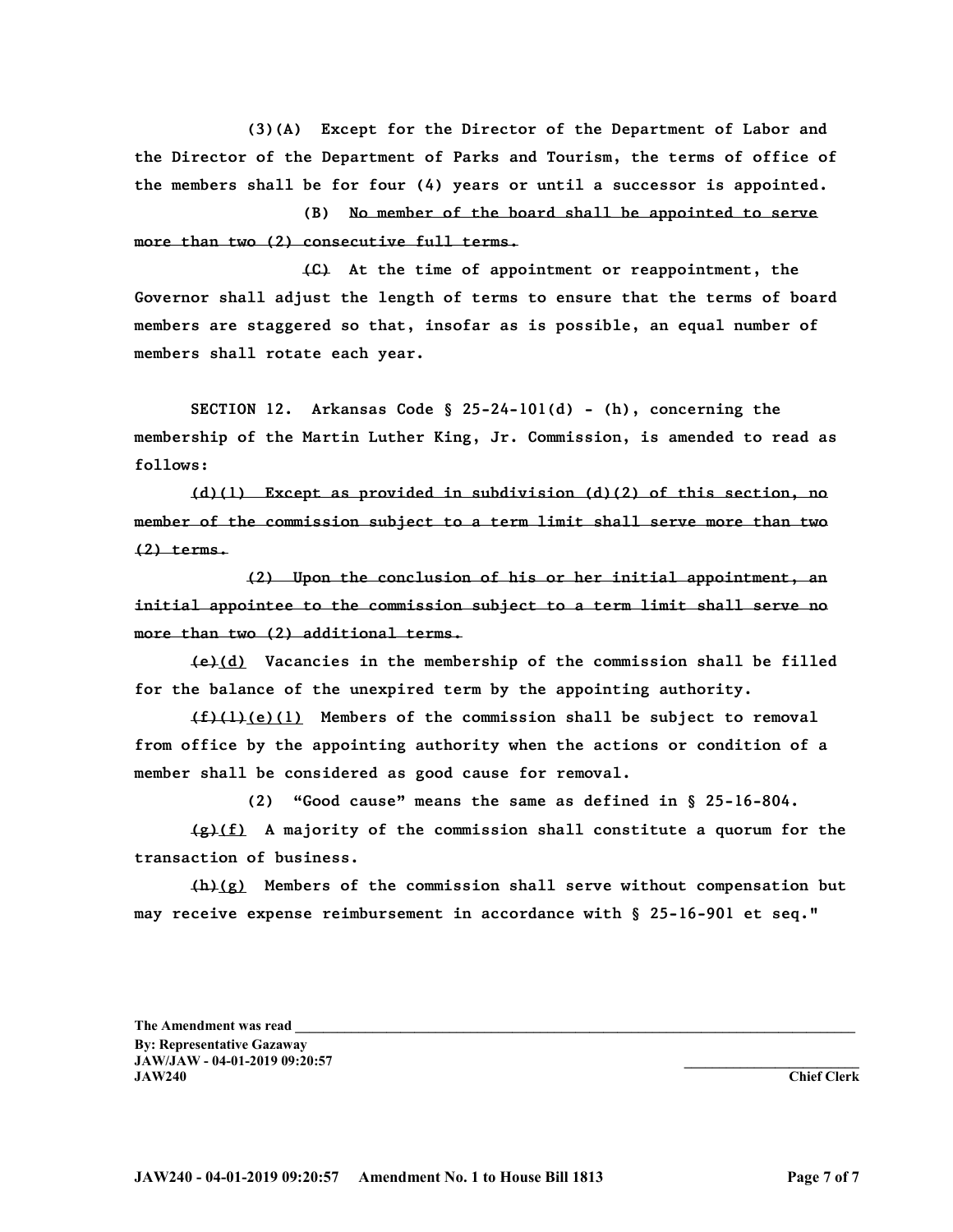(3)(A) Except for the Director of the Department of Labor and the Director of the Department of Parks and Tourism, the terms of office of the members shall be for four (4) years or until a successor is appointed.

(B) ~~No member of the board shall be appointed to serve more than two (2) consecutive full terms.~~

~~(C)~~ At the time of appointment or reappointment, the Governor shall adjust the length of terms to ensure that the terms of board members are staggered so that, insofar as is possible, an equal number of members shall rotate each year.

SECTION 12. Arkansas Code § 25-24-101(d) - (h), concerning the membership of the Martin Luther King, Jr. Commission, is amended to read as follows:

~~(d)(1) Except as provided in subdivision (d)(2) of this section, no member of the commission subject to a term limit shall serve more than two (2) terms.~~

~~(2) Upon the conclusion of his or her initial appointment, an initial appointee to the commission subject to a term limit shall serve no more than two (2) additional terms.~~

~~(e)~~(d) Vacancies in the membership of the commission shall be filled for the balance of the unexpired term by the appointing authority.

~~(f)(1)~~(e)(1) Members of the commission shall be subject to removal from office by the appointing authority when the actions or condition of a member shall be considered as good cause for removal.

(2) "Good cause" means the same as defined in § 25-16-804.

~~(g)~~(f) A majority of the commission shall constitute a quorum for the transaction of business.

~~(h)~~(g) Members of the commission shall serve without compensation but may receive expense reimbursement in accordance with § 25-16-901 et seq."

The Amendment was read ___________________________________________

By: Representative Gazaway

JAW/JAW - 04-01-2019 09:20:57

JAW240

Chief Clerk